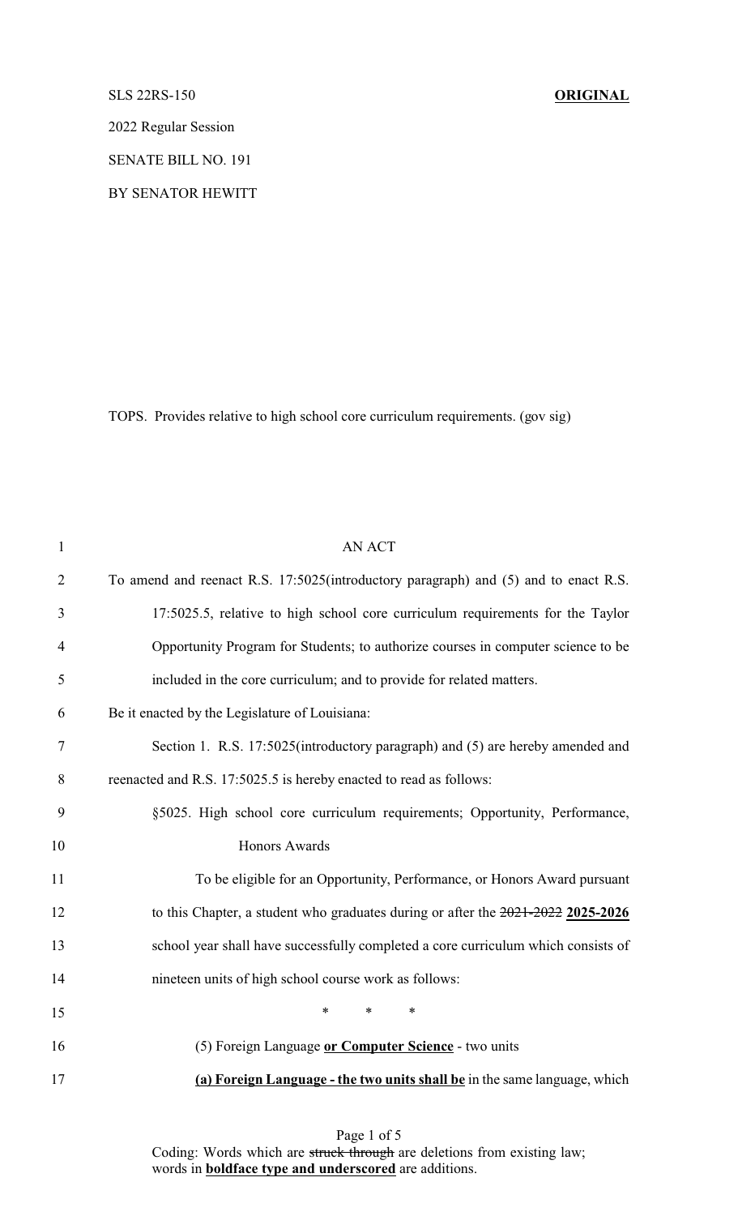SLS 22RS-150 **ORIGINAL**

2022 Regular Session

SENATE BILL NO. 191

BY SENATOR HEWITT

TOPS. Provides relative to high school core curriculum requirements. (gov sig)

1 AN ACT

2 To amend and reenact R.S. 17:5025(introductory paragraph) and (5) and to enact R.S.

3 17:5025.5, relative to high school core curriculum requirements for the Taylor

4 Opportunity Program for Students; to authorize courses in computer science to be

5 included in the core curriculum; and to provide for related matters.

6 Be it enacted by the Legislature of Louisiana:

7 Section 1. R.S. 17:5025(introductory paragraph) and (5) are hereby amended and

8 reenacted and R.S. 17:5025.5 is hereby enacted to read as follows:

9 §5025. High school core curriculum requirements; Opportunity, Performance,

10 Honors Awards

11 To be eligible for an Opportunity, Performance, or Honors Award pursuant

12 to this Chapter, a student who graduates during or after the ~~2021-2022~~ **<u>2025-2026</u>**

13 school year shall have successfully completed a core curriculum which consists of

14 nineteen units of high school course work as follows:

15 \* \* \*

16 (5) Foreign Language **<u>or Computer Science</u>** - two units

17 **<u>(a) Foreign Language - the two units shall be</u>** in the same language, which

Coding: Words which are ~~struck through~~ are deletions from existing law; words in **<u>boldface type and underscored</u>** are additions.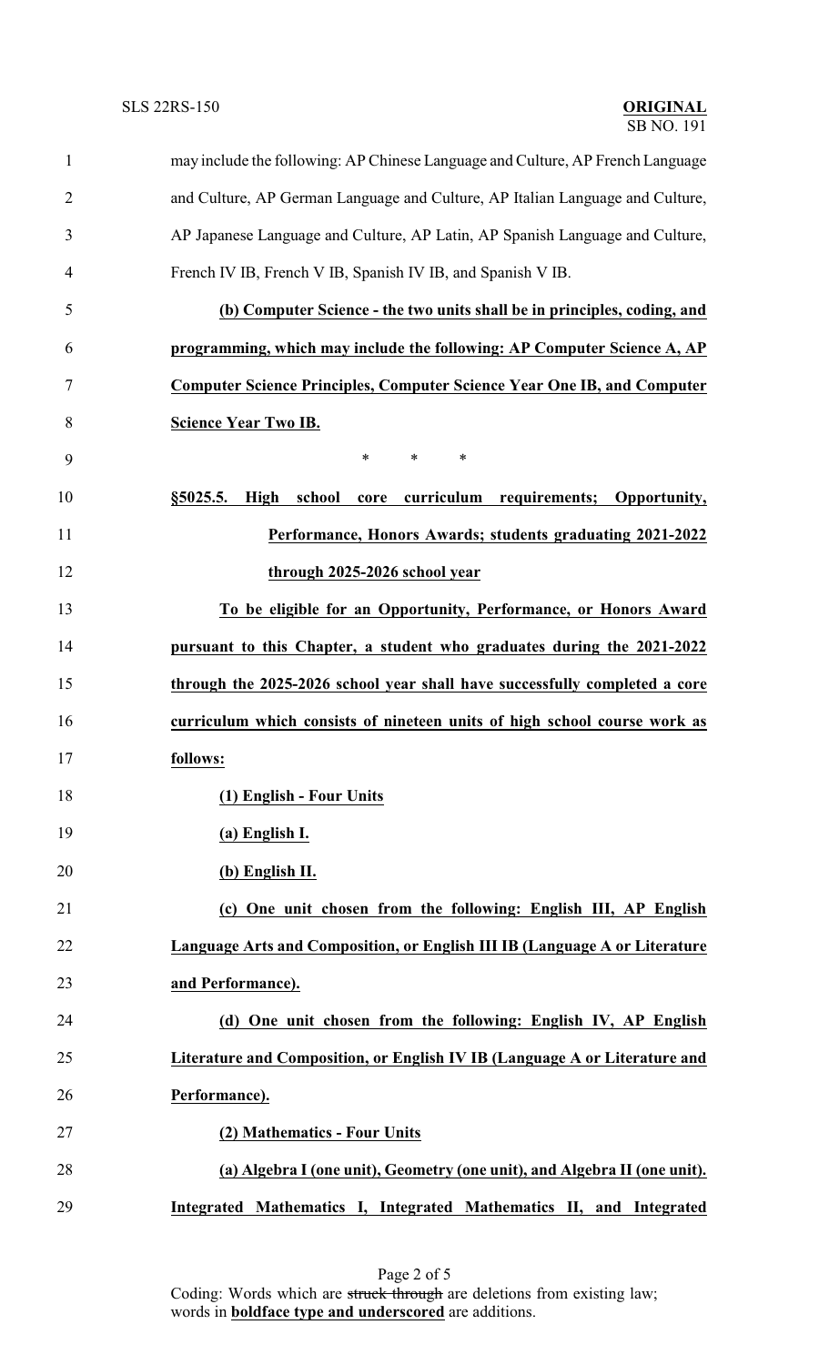may include the following: AP Chinese Language and Culture, AP French Language and Culture, AP German Language and Culture, AP Italian Language and Culture, AP Japanese Language and Culture, AP Latin, AP Spanish Language and Culture, French IV IB, French V IB, Spanish IV IB, and Spanish V IB.

**(b) Computer Science - the two units shall be in principles, coding, and programming, which may include the following: AP Computer Science A, AP Computer Science Principles, Computer Science Year One IB, and Computer Science Year Two IB.**

\* \* \*

**§5025.5. High school core curriculum requirements; Opportunity, Performance, Honors Awards; students graduating 2021-2022 through 2025-2026 school year**

**To be eligible for an Opportunity, Performance, or Honors Award pursuant to this Chapter, a student who graduates during the 2021-2022 through the 2025-2026 school year shall have successfully completed a core curriculum which consists of nineteen units of high school course work as follows:**

**(1) English - Four Units**

**(a) English I.**

**(b) English II.**

**(c) One unit chosen from the following: English III, AP English Language Arts and Composition, or English III IB (Language A or Literature and Performance).**

**(d) One unit chosen from the following: English IV, AP English Literature and Composition, or English IV IB (Language A or Literature and Performance).**

**(2) Mathematics - Four Units**

**(a) Algebra I (one unit), Geometry (one unit), and Algebra II (one unit). Integrated Mathematics I, Integrated Mathematics II, and Integrated**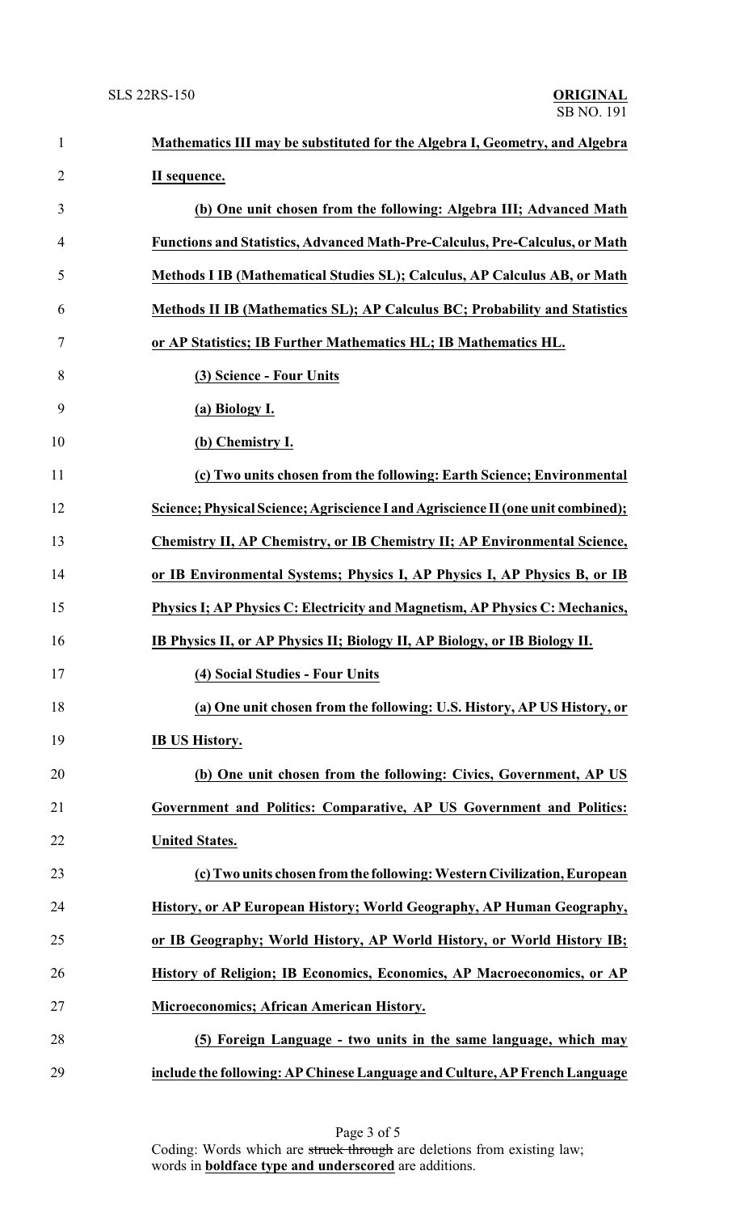**Mathematics III may be substituted for the Algebra I, Geometry, and Algebra II sequence.**

**(b) One unit chosen from the following: Algebra III; Advanced Math Functions and Statistics, Advanced Math-Pre-Calculus, Pre-Calculus, or Math Methods I IB (Mathematical Studies SL); Calculus, AP Calculus AB, or Math Methods II IB (Mathematics SL); AP Calculus BC; Probability and Statistics or AP Statistics; IB Further Mathematics HL; IB Mathematics HL.**

**(3) Science - Four Units**

**(a) Biology I.**

**(b) Chemistry I.**

**(c) Two units chosen from the following: Earth Science; Environmental Science; Physical Science; Agriscience I and Agriscience II (one unit combined); Chemistry II, AP Chemistry, or IB Chemistry II; AP Environmental Science, or IB Environmental Systems; Physics I, AP Physics I, AP Physics B, or IB Physics I; AP Physics C: Electricity and Magnetism, AP Physics C: Mechanics, IB Physics II, or AP Physics II; Biology II, AP Biology, or IB Biology II.**

**(4) Social Studies - Four Units**

**(a) One unit chosen from the following: U.S. History, AP US History, or IB US History.**

**(b) One unit chosen from the following: Civics, Government, AP US Government and Politics: Comparative, AP US Government and Politics: United States.**

**(c) Two units chosen from the following: Western Civilization, European History, or AP European History; World Geography, AP Human Geography, or IB Geography; World History, AP World History, or World History IB; History of Religion; IB Economics, Economics, AP Macroeconomics, or AP Microeconomics; African American History.**

**(5) Foreign Language - two units in the same language, which may include the following: AP Chinese Language and Culture, AP French Language**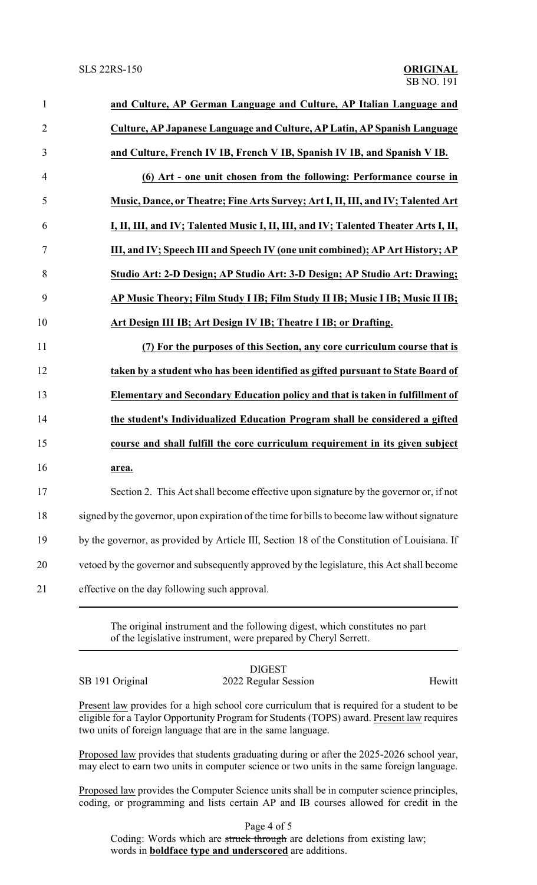**and Culture, AP German Language and Culture, AP Italian Language and Culture, AP Japanese Language and Culture, AP Latin, AP Spanish Language and Culture, French IV IB, French V IB, Spanish IV IB, and Spanish V IB.**

**(6) Art - one unit chosen from the following: Performance course in Music, Dance, or Theatre; Fine Arts Survey; Art I, II, III, and IV; Talented Art I, II, III, and IV; Talented Music I, II, III, and IV; Talented Theater Arts I, II, III, and IV; Speech III and Speech IV (one unit combined); AP Art History; AP Studio Art: 2-D Design; AP Studio Art: 3-D Design; AP Studio Art: Drawing; AP Music Theory; Film Study I IB; Film Study II IB; Music I IB; Music II IB; Art Design III IB; Art Design IV IB; Theatre I IB; or Drafting.**

**(7) For the purposes of this Section, any core curriculum course that is taken by a student who has been identified as gifted pursuant to State Board of Elementary and Secondary Education policy and that is taken in fulfillment of the student's Individualized Education Program shall be considered a gifted course and shall fulfill the core curriculum requirement in its given subject area.**

Section 2. This Act shall become effective upon signature by the governor or, if not signed by the governor, upon expiration of the time for bills to become law without signature by the governor, as provided by Article III, Section 18 of the Constitution of Louisiana. If vetoed by the governor and subsequently approved by the legislature, this Act shall become effective on the day following such approval.

---

The original instrument and the following digest, which constitutes no part of the legislative instrument, were prepared by Cheryl Serrett.

---

DIGEST

SB 191 Original — 2022 Regular Session — Hewitt

Present law provides for a high school core curriculum that is required for a student to be eligible for a Taylor Opportunity Program for Students (TOPS) award. Present law requires two units of foreign language that are in the same language.

Proposed law provides that students graduating during or after the 2025-2026 school year, may elect to earn two units in computer science or two units in the same foreign language.

Proposed law provides the Computer Science units shall be in computer science principles, coding, or programming and lists certain AP and IB courses allowed for credit in the

Coding: Words which are ~~struck through~~ are deletions from existing law; words in **boldface type and underscored** are additions.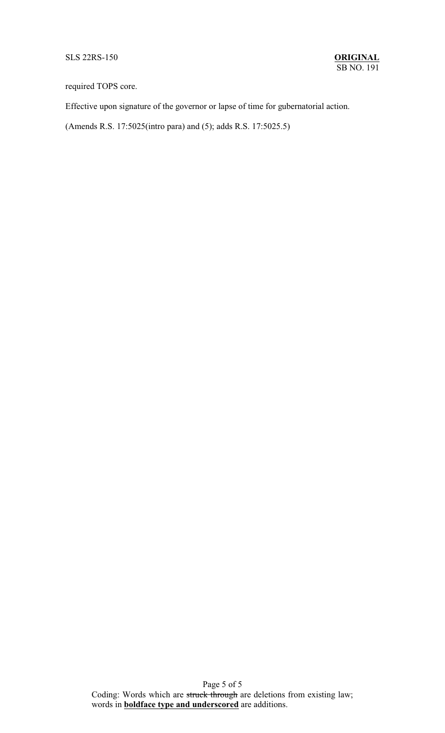required TOPS core.

Effective upon signature of the governor or lapse of time for gubernatorial action.

(Amends R.S. 17:5025(intro para) and (5); adds R.S. 17:5025.5)